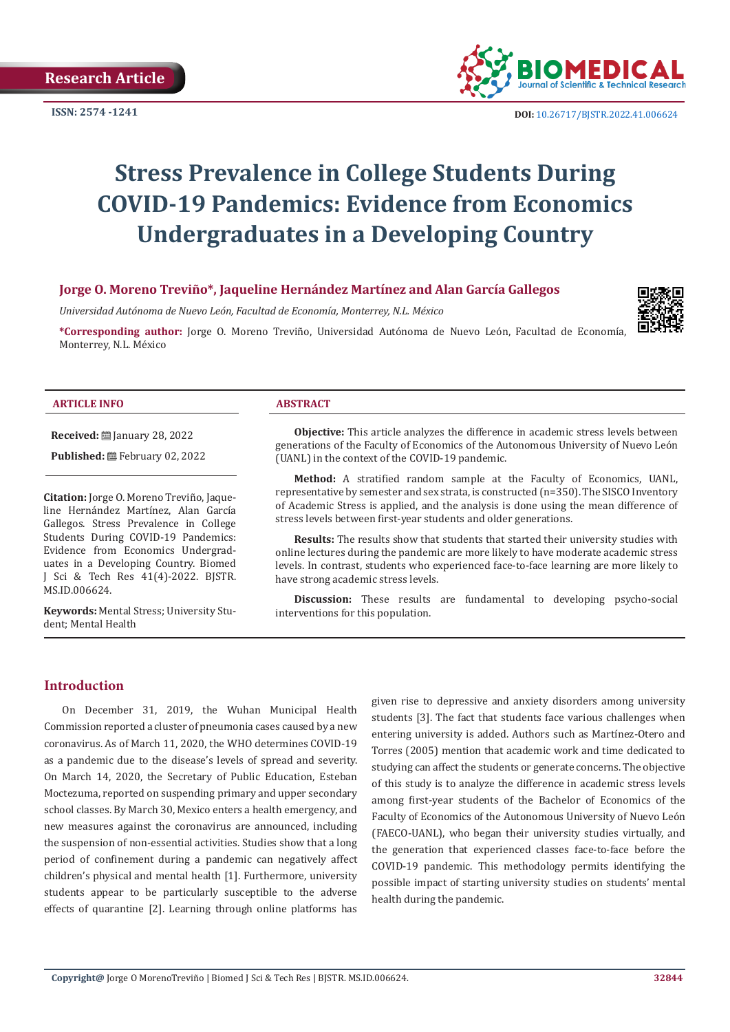Research Article

ISSN: 2574 -1241

DOI: 10.26717/BJSTR.2022.41.006624

# Stress Prevalence in College Students During COVID-19 Pandemics: Evidence from Economics Undergraduates in a Developing Country

**Jorge O. Moreno Treviño*, Jaqueline Hernández Martínez and Alan García Gallegos**

*Universidad Autónoma de Nuevo León, Facultad de Economía, Monterrey, N.L. México*

**\*Corresponding author:** Jorge O. Moreno Treviño, Universidad Autónoma de Nuevo León, Facultad de Economía, Monterrey, N.L. México

**ARTICLE INFO**

**Received:** January 28, 2022

**Published:** February 02, 2022

**Citation:** Jorge O. Moreno Treviño, Jaqueline Hernández Martínez, Alan García Gallegos. Stress Prevalence in College Students During COVID-19 Pandemics: Evidence from Economics Undergraduates in a Developing Country. Biomed J Sci & Tech Res 41(4)-2022. BJSTR. MS.ID.006624.

**Keywords:** Mental Stress; University Student; Mental Health

**ABSTRACT**

**Objective:** This article analyzes the difference in academic stress levels between generations of the Faculty of Economics of the Autonomous University of Nuevo León (UANL) in the context of the COVID-19 pandemic.

**Method:** A stratified random sample at the Faculty of Economics, UANL, representative by semester and sex strata, is constructed (n=350). The SISCO Inventory of Academic Stress is applied, and the analysis is done using the mean difference of stress levels between first-year students and older generations.

**Results:** The results show that students that started their university studies with online lectures during the pandemic are more likely to have moderate academic stress levels. In contrast, students who experienced face-to-face learning are more likely to have strong academic stress levels.

**Discussion:** These results are fundamental to developing psycho-social interventions for this population.

## Introduction

On December 31, 2019, the Wuhan Municipal Health Commission reported a cluster of pneumonia cases caused by a new coronavirus. As of March 11, 2020, the WHO determines COVID-19 as a pandemic due to the disease's levels of spread and severity. On March 14, 2020, the Secretary of Public Education, Esteban Moctezuma, reported on suspending primary and upper secondary school classes. By March 30, Mexico enters a health emergency, and new measures against the coronavirus are announced, including the suspension of non-essential activities. Studies show that a long period of confinement during a pandemic can negatively affect children's physical and mental health [1]. Furthermore, university students appear to be particularly susceptible to the adverse effects of quarantine [2]. Learning through online platforms has given rise to depressive and anxiety disorders among university students [3]. The fact that students face various challenges when entering university is added. Authors such as Martínez-Otero and Torres (2005) mention that academic work and time dedicated to studying can affect the students or generate concerns. The objective of this study is to analyze the difference in academic stress levels among first-year students of the Bachelor of Economics of the Faculty of Economics of the Autonomous University of Nuevo León (FAECO-UANL), who began their university studies virtually, and the generation that experienced classes face-to-face before the COVID-19 pandemic. This methodology permits identifying the possible impact of starting university studies on students' mental health during the pandemic.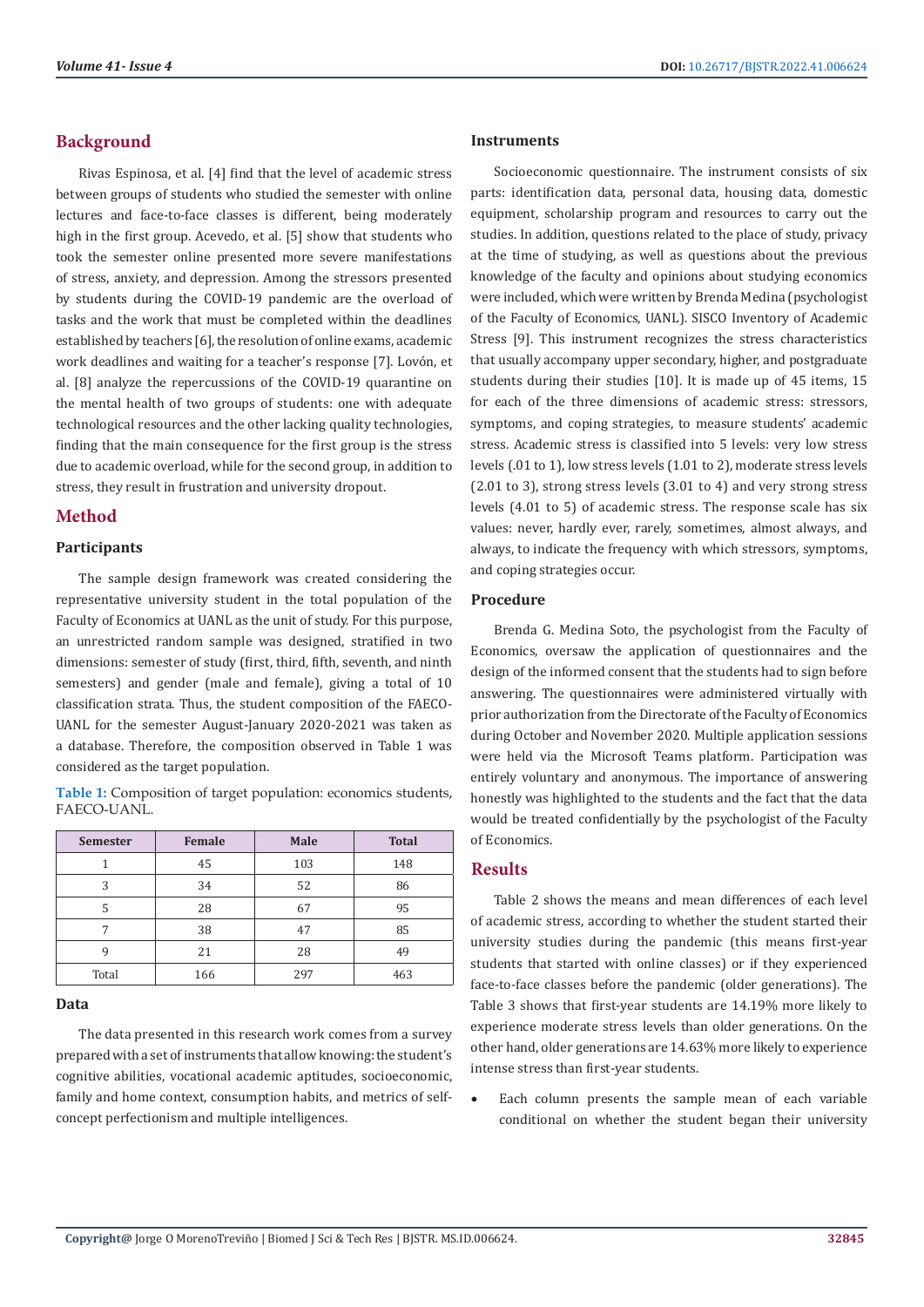## Background

Rivas Espinosa, et al. [4] find that the level of academic stress between groups of students who studied the semester with online lectures and face-to-face classes is different, being moderately high in the first group. Acevedo, et al. [5] show that students who took the semester online presented more severe manifestations of stress, anxiety, and depression. Among the stressors presented by students during the COVID-19 pandemic are the overload of tasks and the work that must be completed within the deadlines established by teachers [6], the resolution of online exams, academic work deadlines and waiting for a teacher's response [7]. Lovón, et al. [8] analyze the repercussions of the COVID-19 quarantine on the mental health of two groups of students: one with adequate technological resources and the other lacking quality technologies, finding that the main consequence for the first group is the stress due to academic overload, while for the second group, in addition to stress, they result in frustration and university dropout.

## Method

### Participants

The sample design framework was created considering the representative university student in the total population of the Faculty of Economics at UANL as the unit of study. For this purpose, an unrestricted random sample was designed, stratified in two dimensions: semester of study (first, third, fifth, seventh, and ninth semesters) and gender (male and female), giving a total of 10 classification strata. Thus, the student composition of the FAECO-UANL for the semester August-January 2020-2021 was taken as a database. Therefore, the composition observed in Table 1 was considered as the target population.

**Table 1:** Composition of target population: economics students, FAECO-UANL.

| Semester | Female | Male | Total |
|---|---|---|---|
| 1 | 45 | 103 | 148 |
| 3 | 34 | 52 | 86 |
| 5 | 28 | 67 | 95 |
| 7 | 38 | 47 | 85 |
| 9 | 21 | 28 | 49 |
| Total | 166 | 297 | 463 |

### Data

The data presented in this research work comes from a survey prepared with a set of instruments that allow knowing: the student's cognitive abilities, vocational academic aptitudes, socioeconomic, family and home context, consumption habits, and metrics of self-concept perfectionism and multiple intelligences.

### Instruments

Socioeconomic questionnaire. The instrument consists of six parts: identification data, personal data, housing data, domestic equipment, scholarship program and resources to carry out the studies. In addition, questions related to the place of study, privacy at the time of studying, as well as questions about the previous knowledge of the faculty and opinions about studying economics were included, which were written by Brenda Medina (psychologist of the Faculty of Economics, UANL). SISCO Inventory of Academic Stress [9]. This instrument recognizes the stress characteristics that usually accompany upper secondary, higher, and postgraduate students during their studies [10]. It is made up of 45 items, 15 for each of the three dimensions of academic stress: stressors, symptoms, and coping strategies, to measure students' academic stress. Academic stress is classified into 5 levels: very low stress levels (.01 to 1), low stress levels (1.01 to 2), moderate stress levels (2.01 to 3), strong stress levels (3.01 to 4) and very strong stress levels (4.01 to 5) of academic stress. The response scale has six values: never, hardly ever, rarely, sometimes, almost always, and always, to indicate the frequency with which stressors, symptoms, and coping strategies occur.

### Procedure

Brenda G. Medina Soto, the psychologist from the Faculty of Economics, oversaw the application of questionnaires and the design of the informed consent that the students had to sign before answering. The questionnaires were administered virtually with prior authorization from the Directorate of the Faculty of Economics during October and November 2020. Multiple application sessions were held via the Microsoft Teams platform. Participation was entirely voluntary and anonymous. The importance of answering honestly was highlighted to the students and the fact that the data would be treated confidentially by the psychologist of the Faculty of Economics.

## Results

Table 2 shows the means and mean differences of each level of academic stress, according to whether the student started their university studies during the pandemic (this means first-year students that started with online classes) or if they experienced face-to-face classes before the pandemic (older generations). The Table 3 shows that first-year students are 14.19% more likely to experience moderate stress levels than older generations. On the other hand, older generations are 14.63% more likely to experience intense stress than first-year students.

- Each column presents the sample mean of each variable conditional on whether the student began their university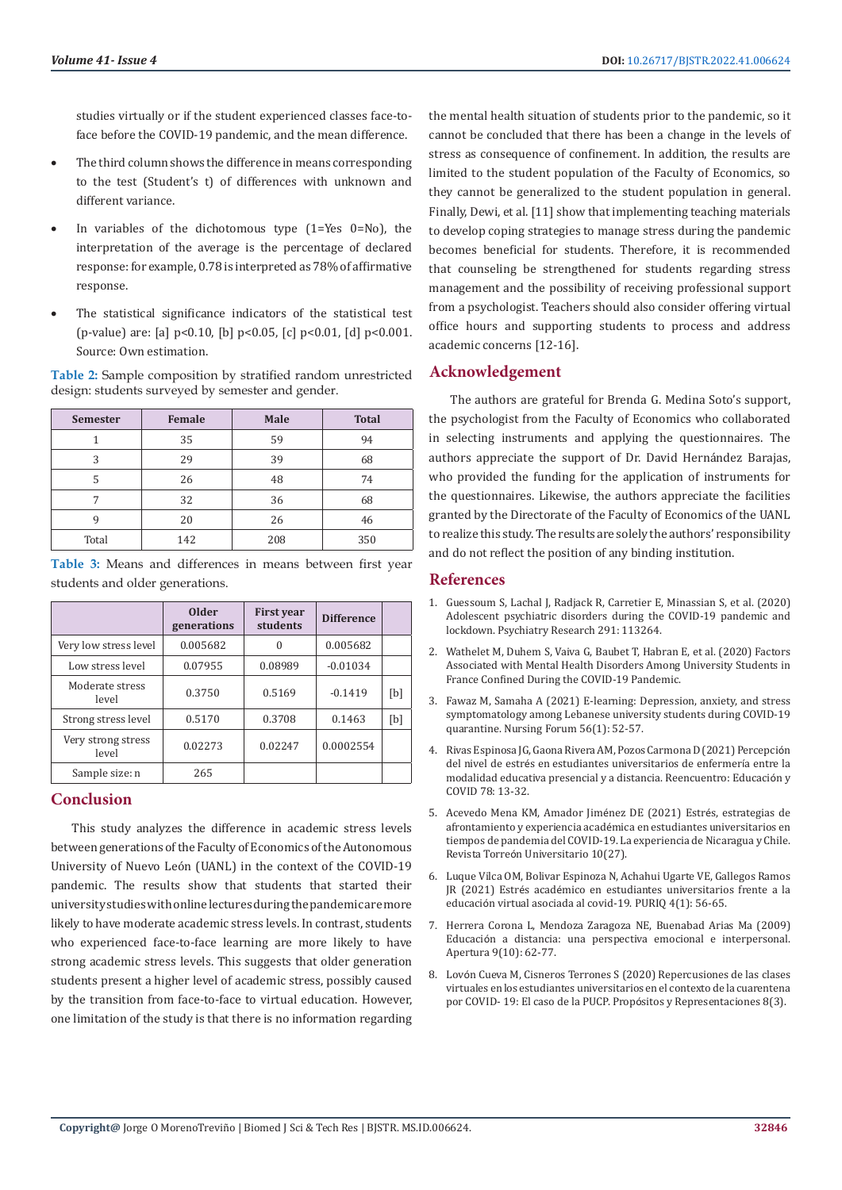studies virtually or if the student experienced classes face-to-face before the COVID-19 pandemic, and the mean difference.

- The third column shows the difference in means corresponding to the test (Student's t) of differences with unknown and different variance.
- In variables of the dichotomous type (1=Yes 0=No), the interpretation of the average is the percentage of declared response: for example, 0.78 is interpreted as 78% of affirmative response.
- The statistical significance indicators of the statistical test (p-value) are: [a] p<0.10, [b] p<0.05, [c] p<0.01, [d] p<0.001. Source: Own estimation.

**Table 2:** Sample composition by stratified random unrestricted design: students surveyed by semester and gender.

| Semester | Female | Male | Total |
|---|---|---|---|
| 1 | 35 | 59 | 94 |
| 3 | 29 | 39 | 68 |
| 5 | 26 | 48 | 74 |
| 7 | 32 | 36 | 68 |
| 9 | 20 | 26 | 46 |
| Total | 142 | 208 | 350 |

**Table 3:** Means and differences in means between first year students and older generations.

| | Older generations | First year students | Difference | |
|---|---|---|---|---|
| Very low stress level | 0.005682 | 0 | 0.005682 | |
| Low stress level | 0.07955 | 0.08989 | -0.01034 | |
| Moderate stress level | 0.3750 | 0.5169 | -0.1419 | [b] |
| Strong stress level | 0.5170 | 0.3708 | 0.1463 | [b] |
| Very strong stress level | 0.02273 | 0.02247 | 0.0002554 | |
| Sample size: n | 265 | | | |

## Conclusion

This study analyzes the difference in academic stress levels between generations of the Faculty of Economics of the Autonomous University of Nuevo León (UANL) in the context of the COVID-19 pandemic. The results show that students that started their university studies with online lectures during the pandemic are more likely to have moderate academic stress levels. In contrast, students who experienced face-to-face learning are more likely to have strong academic stress levels. This suggests that older generation students present a higher level of academic stress, possibly caused by the transition from face-to-face to virtual education. However, one limitation of the study is that there is no information regarding the mental health situation of students prior to the pandemic, so it cannot be concluded that there has been a change in the levels of stress as consequence of confinement. In addition, the results are limited to the student population of the Faculty of Economics, so they cannot be generalized to the student population in general. Finally, Dewi, et al. [11] show that implementing teaching materials to develop coping strategies to manage stress during the pandemic becomes beneficial for students. Therefore, it is recommended that counseling be strengthened for students regarding stress management and the possibility of receiving professional support from a psychologist. Teachers should also consider offering virtual office hours and supporting students to process and address academic concerns [12-16].

## Acknowledgement

The authors are grateful for Brenda G. Medina Soto's support, the psychologist from the Faculty of Economics who collaborated in selecting instruments and applying the questionnaires. The authors appreciate the support of Dr. David Hernández Barajas, who provided the funding for the application of instruments for the questionnaires. Likewise, the authors appreciate the facilities granted by the Directorate of the Faculty of Economics of the UANL to realize this study. The results are solely the authors' responsibility and do not reflect the position of any binding institution.

## References

1. Guessoum S, Lachal J, Radjack R, Carretier E, Minassian S, et al. (2020) Adolescent psychiatric disorders during the COVID-19 pandemic and lockdown. Psychiatry Research 291: 113264.
2. Wathelet M, Duhem S, Vaiva G, Baubet T, Habran E, et al. (2020) Factors Associated with Mental Health Disorders Among University Students in France Confined During the COVID-19 Pandemic.
3. Fawaz M, Samaha A (2021) E-learning: Depression, anxiety, and stress symptomatology among Lebanese university students during COVID-19 quarantine. Nursing Forum 56(1): 52-57.
4. Rivas Espinosa JG, Gaona Rivera AM, Pozos Carmona D (2021) Percepción del nivel de estrés en estudiantes universitarios de enfermería entre la modalidad educativa presencial y a distancia. Reencuentro: Educación y COVID 78: 13-32.
5. Acevedo Mena KM, Amador Jiménez DE (2021) Estrés, estrategias de afrontamiento y experiencia académica en estudiantes universitarios en tiempos de pandemia del COVID-19. La experiencia de Nicaragua y Chile. Revista Torreón Universitario 10(27).
6. Luque Vilca OM, Bolivar Espinoza N, Achahui Ugarte VE, Gallegos Ramos JR (2021) Estrés académico en estudiantes universitarios frente a la educación virtual asociada al covid-19. PURIQ 4(1): 56-65.
7. Herrera Corona L, Mendoza Zaragoza NE, Buenabad Arias Ma (2009) Educación a distancia: una perspectiva emocional e interpersonal. Apertura 9(10): 62-77.
8. Lovón Cueva M, Cisneros Terrones S (2020) Repercusiones de las clases virtuales en los estudiantes universitarios en el contexto de la cuarentena por COVID- 19: El caso de la PUCP. Propósitos y Representaciones 8(3).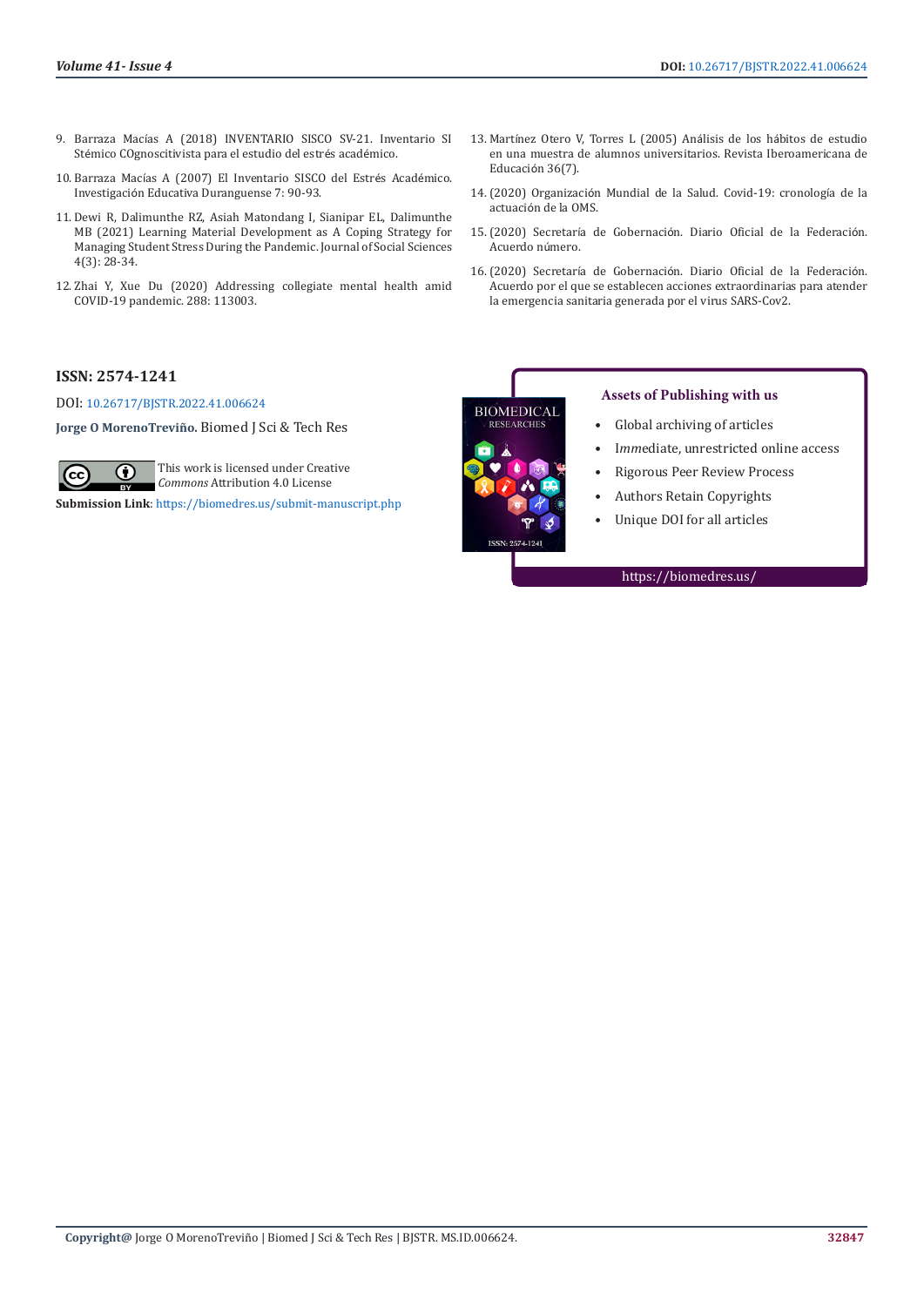9. Barraza Macías A (2018) INVENTARIO SISCO SV-21. Inventario SI Stémico COgnoscitivista para el estudio del estrés académico.
10. Barraza Macías A (2007) El Inventario SISCO del Estrés Académico. Investigación Educativa Duranguense 7: 90-93.
11. Dewi R, Dalimunthe RZ, Asiah Matondang I, Sianipar EL, Dalimunthe MB (2021) Learning Material Development as A Coping Strategy for Managing Student Stress During the Pandemic. Journal of Social Sciences 4(3): 28-34.
12. Zhai Y, Xue Du (2020) Addressing collegiate mental health amid COVID-19 pandemic. 288: 113003.
13. Martínez Otero V, Torres L (2005) Análisis de los hábitos de estudio en una muestra de alumnos universitarios. Revista Iberoamericana de Educación 36(7).
14. (2020) Organización Mundial de la Salud. Covid-19: cronología de la actuación de la OMS.
15. (2020) Secretaría de Gobernación. Diario Oficial de la Federación. Acuerdo número.
16. (2020) Secretaría de Gobernación. Diario Oficial de la Federación. Acuerdo por el que se establecen acciones extraordinarias para atender la emergencia sanitaria generada por el virus SARS-Cov2.

**ISSN: 2574-1241**

DOI: 10.26717/BJSTR.2022.41.006624

**Jorge O MorenoTreviño.** Biomed J Sci & Tech Res

This work is licensed under Creative *Commons* Attribution 4.0 License

**Submission Link**: https://biomedres.us/submit-manuscript.php

BIOMEDICAL RESEARCHES

ISSN: 2574-1241

**Assets of Publishing with us**

- Global archiving of articles
- Immediate, unrestricted online access
- Rigorous Peer Review Process
- Authors Retain Copyrights
- Unique DOI for all articles

https://biomedres.us/